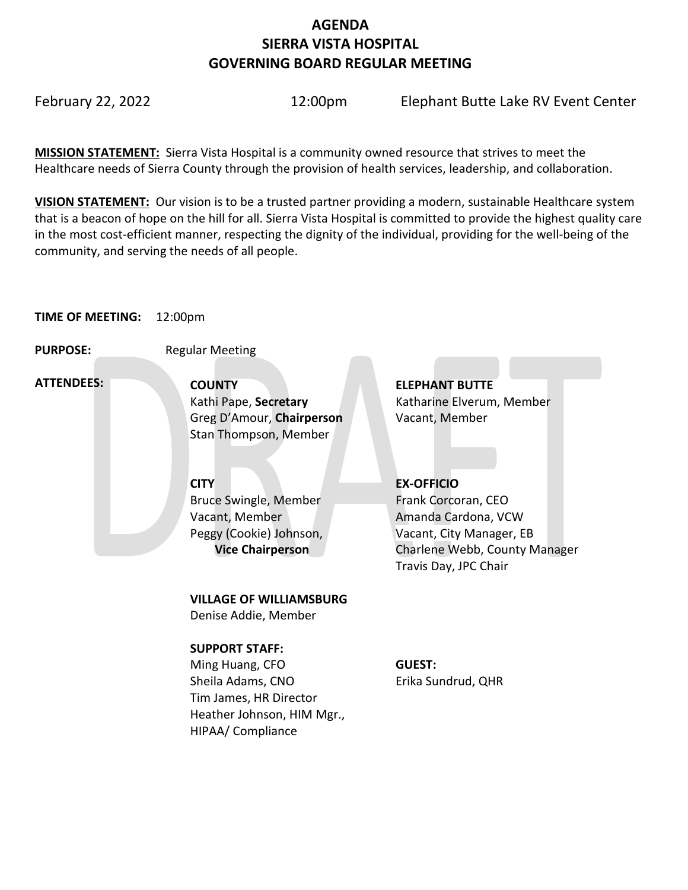# AGENDA
# SIERRA VISTA HOSPITAL
# GOVERNING BOARD REGULAR MEETING

February 22, 2022 12:00pm Elephant Butte Lake RV Event Center

**MISSION STATEMENT:** Sierra Vista Hospital is a community owned resource that strives to meet the Healthcare needs of Sierra County through the provision of health services, leadership, and collaboration.

**VISION STATEMENT:** Our vision is to be a trusted partner providing a modern, sustainable Healthcare system that is a beacon of hope on the hill for all. Sierra Vista Hospital is committed to provide the highest quality care in the most cost-efficient manner, respecting the dignity of the individual, providing for the well-being of the community, and serving the needs of all people.

**TIME OF MEETING:** 12:00pm

**PURPOSE:** Regular Meeting

**ATTENDEES:**

**COUNTY**
Kathi Pape, **Secretary**
Greg D'Amour, **Chairperson**
Stan Thompson, Member

**ELEPHANT BUTTE**
Katharine Elverum, Member
Vacant, Member

**CITY**
Bruce Swingle, Member
Vacant, Member
Peggy (Cookie) Johnson, **Vice Chairperson**

**EX-OFFICIO**
Frank Corcoran, CEO
Amanda Cardona, VCW
Vacant, City Manager, EB
Charlene Webb, County Manager
Travis Day, JPC Chair

**VILLAGE OF WILLIAMSBURG**
Denise Addie, Member

**SUPPORT STAFF:**
Ming Huang, CFO
Sheila Adams, CNO
Tim James, HR Director
Heather Johnson, HIM Mgr., HIPAA/ Compliance

**GUEST:**
Erika Sundrud, QHR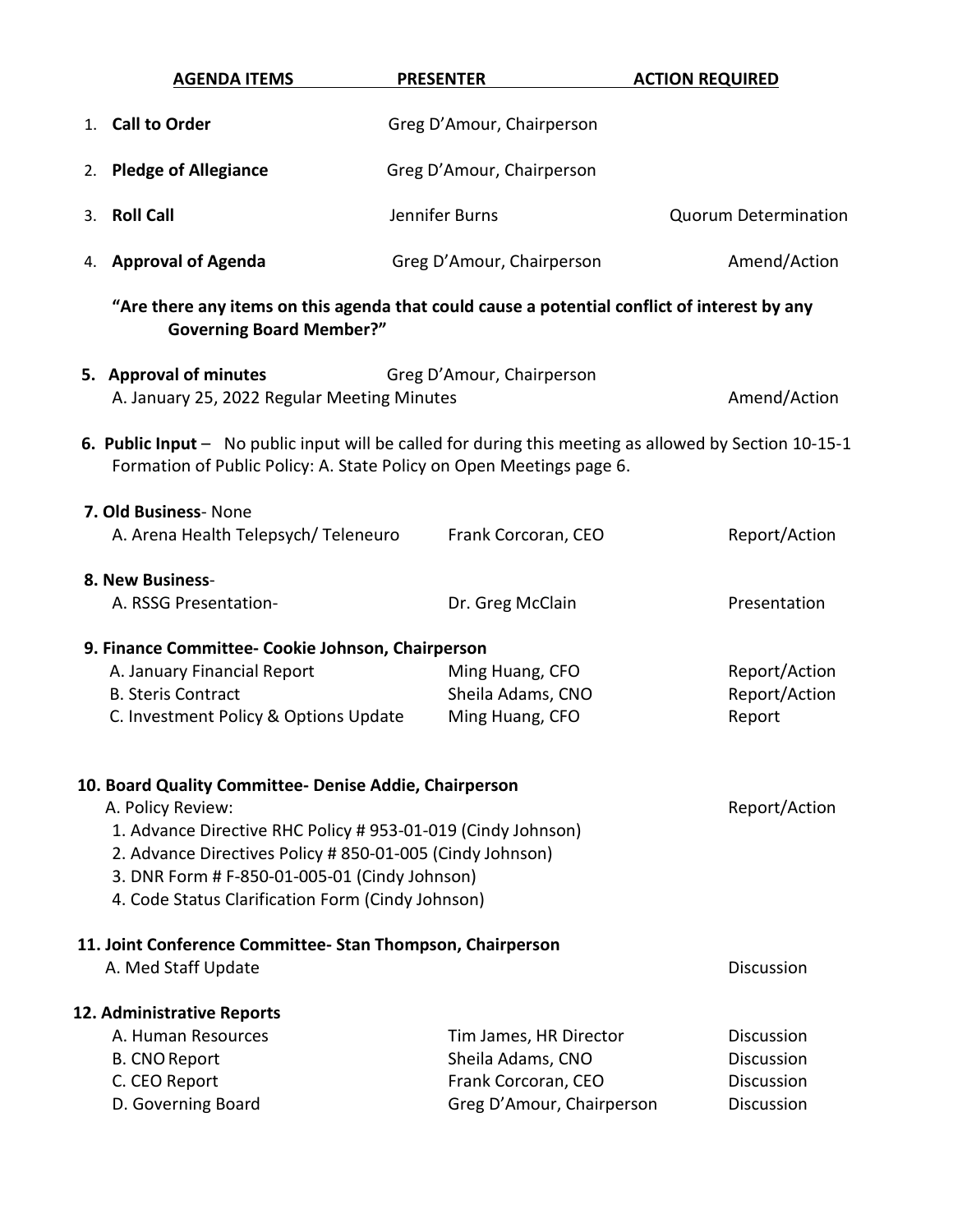| AGENDA ITEMS | PRESENTER | ACTION REQUIRED |
|---|---|---|
| 1. **Call to Order** | Greg D'Amour, Chairperson | |
| 2. **Pledge of Allegiance** | Greg D'Amour, Chairperson | |
| 3. **Roll Call** | Jennifer Burns | Quorum Determination |
| 4. **Approval of Agenda** | Greg D'Amour, Chairperson | Amend/Action |

**"Are there any items on this agenda that could cause a potential conflict of interest by any Governing Board Member?"**

| | | |
|---|---|---|
| **5. Approval of minutes** | Greg D'Amour, Chairperson | |
| A. January 25, 2022 Regular Meeting Minutes | | Amend/Action |

**6. Public Input** – No public input will be called for during this meeting as allowed by Section 10-15-1 Formation of Public Policy: A. State Policy on Open Meetings page 6.

| | | |
|---|---|---|
| **7. Old Business**- None | | |
| A. Arena Health Telepsych/ Teleneuro | Frank Corcoran, CEO | Report/Action |
| **8. New Business**- | | |
| A. RSSG Presentation- | Dr. Greg McClain | Presentation |
| **9. Finance Committee- Cookie Johnson, Chairperson** | | |
| A. January Financial Report | Ming Huang, CFO | Report/Action |
| B. Steris Contract | Sheila Adams, CNO | Report/Action |
| C. Investment Policy & Options Update | Ming Huang, CFO | Report |

**10. Board Quality Committee- Denise Addie, Chairperson**

A. Policy Review: — Report/Action

1. Advance Directive RHC Policy # 953-01-019 (Cindy Johnson)
2. Advance Directives Policy # 850-01-005 (Cindy Johnson)
3. DNR Form # F-850-01-005-01 (Cindy Johnson)
4. Code Status Clarification Form (Cindy Johnson)

| | | |
|---|---|---|
| **11. Joint Conference Committee- Stan Thompson, Chairperson** | | |
| A. Med Staff Update | | Discussion |
| **12. Administrative Reports** | | |
| A. Human Resources | Tim James, HR Director | Discussion |
| B. CNO Report | Sheila Adams, CNO | Discussion |
| C. CEO Report | Frank Corcoran, CEO | Discussion |
| D. Governing Board | Greg D'Amour, Chairperson | Discussion |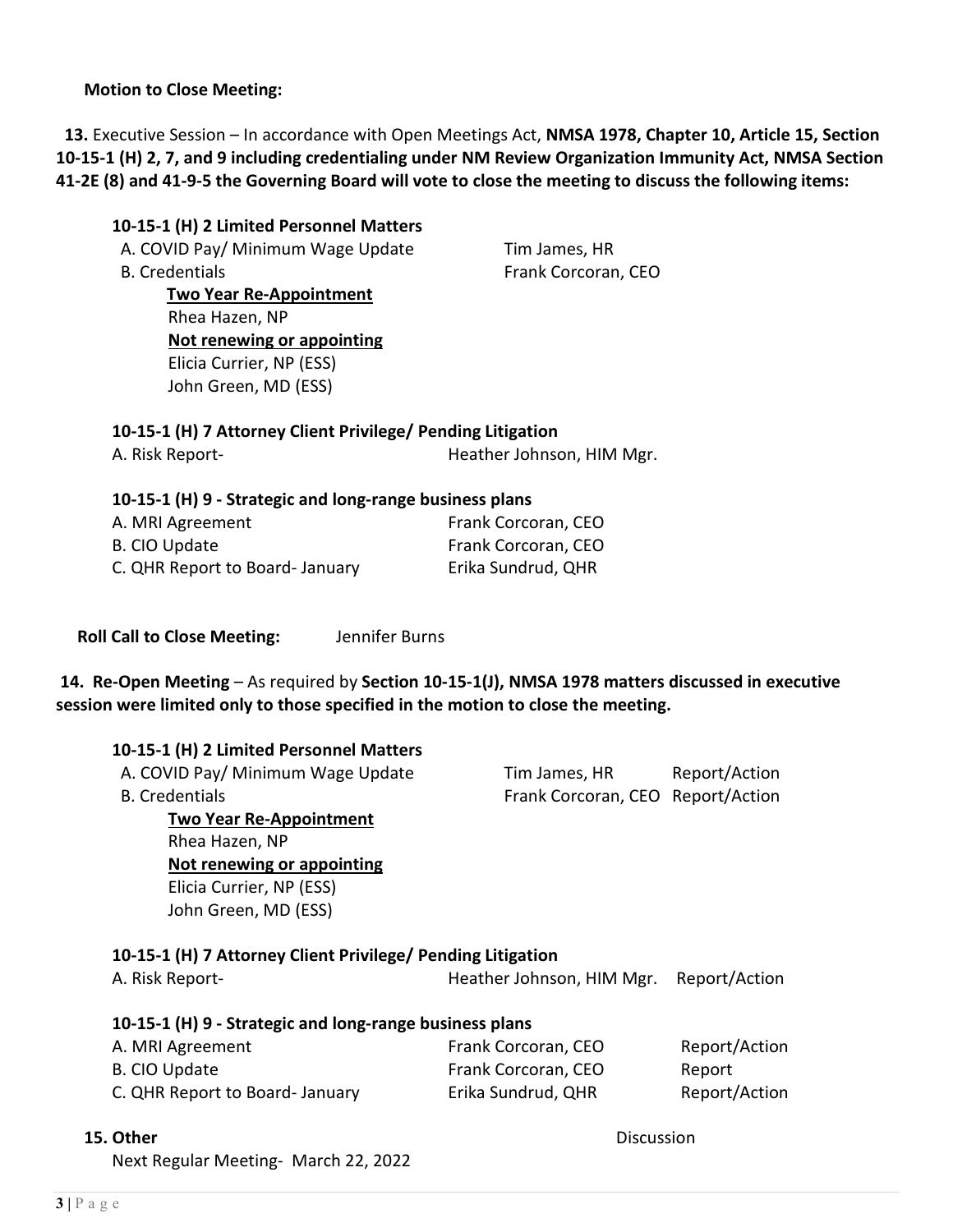**Motion to Close Meeting:**

**13.** Executive Session – In accordance with Open Meetings Act, **NMSA 1978, Chapter 10, Article 15, Section 10-15-1 (H) 2, 7, and 9 including credentialing under NM Review Organization Immunity Act, NMSA Section 41-2E (8) and 41-9-5 the Governing Board will vote to close the meeting to discuss the following items:**

**10-15-1 (H) 2 Limited Personnel Matters**

A. COVID Pay/ Minimum Wage Update — Tim James, HR

B. Credentials — Frank Corcoran, CEO

**Two Year Re-Appointment**

Rhea Hazen, NP

**Not renewing or appointing**

Elicia Currier, NP (ESS)

John Green, MD (ESS)

**10-15-1 (H) 7 Attorney Client Privilege/ Pending Litigation**

A. Risk Report- — Heather Johnson, HIM Mgr.

**10-15-1 (H) 9 - Strategic and long-range business plans**

A. MRI Agreement — Frank Corcoran, CEO

B. CIO Update — Frank Corcoran, CEO

C. QHR Report to Board- January — Erika Sundrud, QHR

**Roll Call to Close Meeting:** Jennifer Burns

**14. Re-Open Meeting** – As required by **Section 10-15-1(J), NMSA 1978 matters discussed in executive session were limited only to those specified in the motion to close the meeting.**

**10-15-1 (H) 2 Limited Personnel Matters**

| | | |
|---|---|---|
| A. COVID Pay/ Minimum Wage Update | Tim James, HR | Report/Action |
| B. Credentials | Frank Corcoran, CEO | Report/Action |

**Two Year Re-Appointment**

Rhea Hazen, NP

**Not renewing or appointing**

Elicia Currier, NP (ESS)

John Green, MD (ESS)

**10-15-1 (H) 7 Attorney Client Privilege/ Pending Litigation**

| | | |
|---|---|---|
| A. Risk Report- | Heather Johnson, HIM Mgr. | Report/Action |

**10-15-1 (H) 9 - Strategic and long-range business plans**

| | | |
|---|---|---|
| A. MRI Agreement | Frank Corcoran, CEO | Report/Action |
| B. CIO Update | Frank Corcoran, CEO | Report |
| C. QHR Report to Board- January | Erika Sundrud, QHR | Report/Action |

**15. Other** — Discussion

Next Regular Meeting- March 22, 2022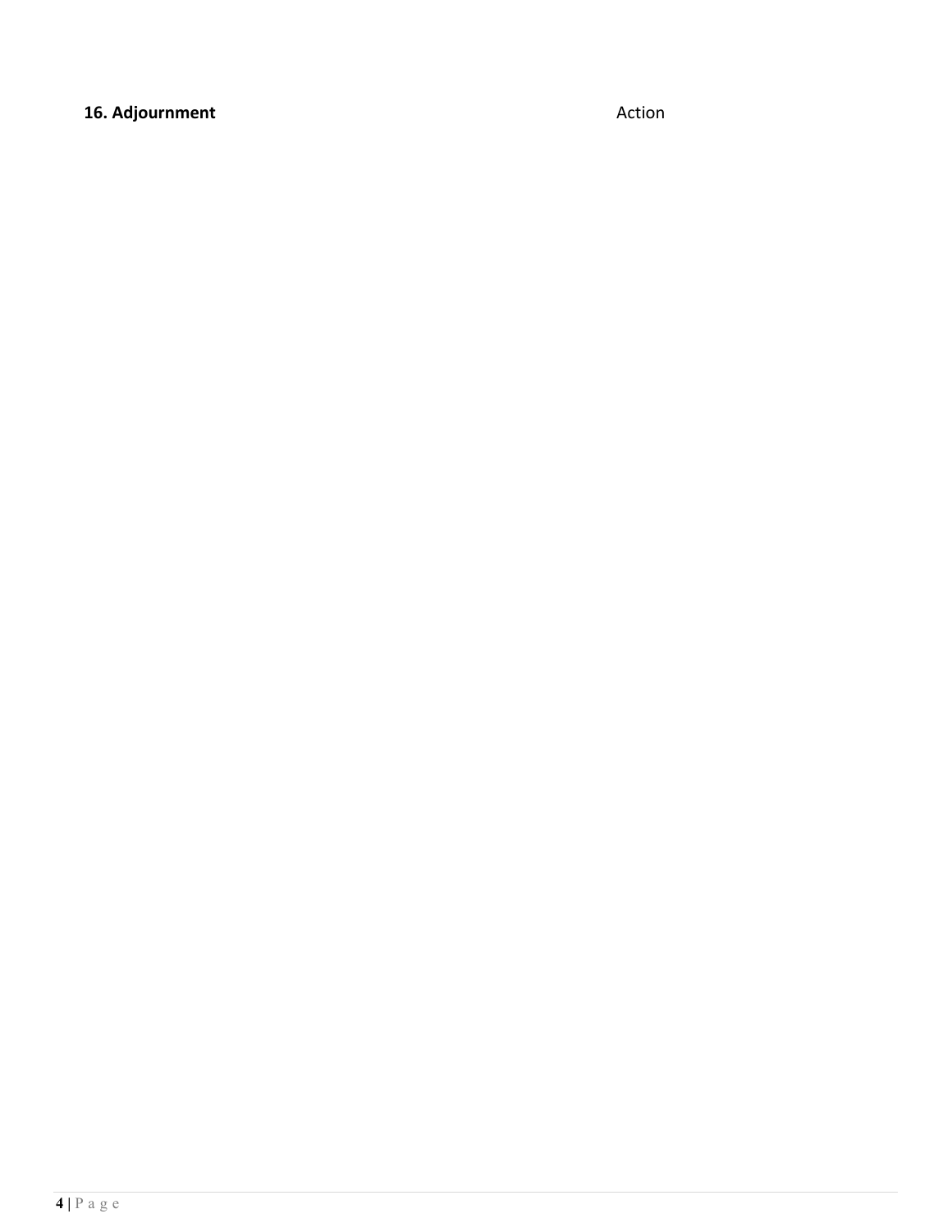**16. Adjournment** Action